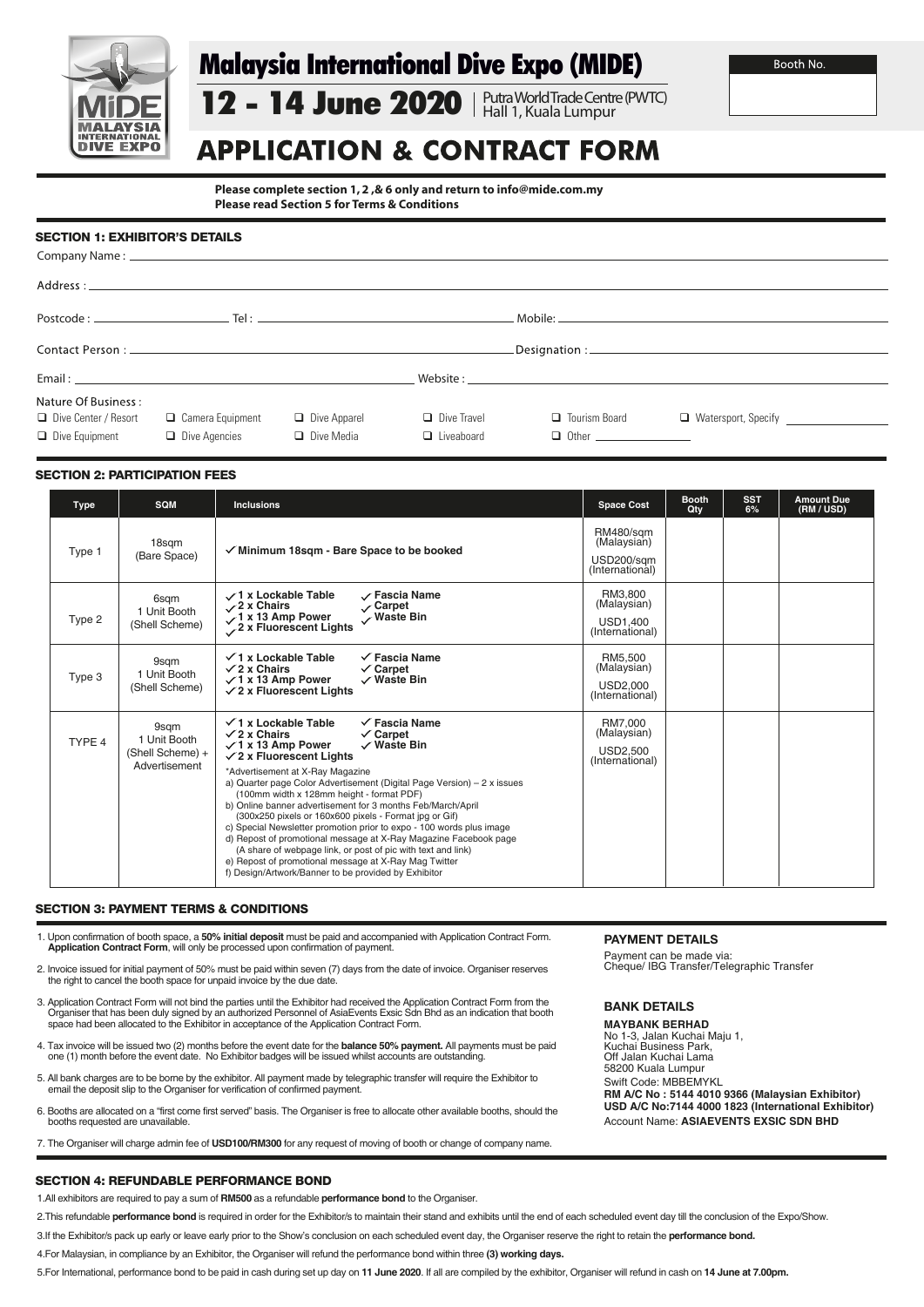# Malaysia International Dive Expo (MIDE)

**12 - 14 June 2020** | Putra World Trade Centre (PWTC) Hall 1, Kuala Lumpur

Booth No.

# APPLICATION & CONTRACT FORM

**Please complete section 1, 2 ,& 6 only and return to info@mide.com.my**
**Please read Section 5 for Terms & Conditions**

## SECTION 1: EXHIBITOR'S DETAILS

Company Name : ____________________

Address : ____________________

Postcode : __________ Tel : __________ Mobile: __________

Contact Person : __________ Designation : __________

Email : __________ Website : __________

Nature Of Business :

- ❑ Dive Center / Resort
- ❑ Camera Equipment
- ❑ Dive Apparel
- ❑ Dive Travel
- ❑ Tourism Board
- ❑ Watersport, Specify __________
- ❑ Dive Equipment
- ❑ Dive Agencies
- ❑ Dive Media
- ❑ Liveaboard
- ❑ Other __________

## SECTION 2: PARTICIPATION FEES

| Type | SQM | Inclusions | Space Cost | Booth Qty | SST 6% | Amount Due (RM / USD) |
|---|---|---|---|---|---|---|
| Type 1 | 18sqm (Bare Space) | ✓ Minimum 18sqm - Bare Space to be booked | RM480/sqm (Malaysian) USD200/sqm (International) | | | |
| Type 2 | 6sqm 1 Unit Booth (Shell Scheme) | ✓ 1 x Lockable Table ✓ 2 x Chairs ✓ 1 x 13 Amp Power ✓ 2 x Fluorescent Lights ✓ Fascia Name ✓ Carpet ✓ Waste Bin | RM3,800 (Malaysian) USD1,400 (International) | | | |
| Type 3 | 9sqm 1 Unit Booth (Shell Scheme) | ✓ 1 x Lockable Table ✓ 2 x Chairs ✓ 1 x 13 Amp Power ✓ 2 x Fluorescent Lights ✓ Fascia Name ✓ Carpet ✓ Waste Bin | RM5,500 (Malaysian) USD2,000 (International) | | | |
| TYPE 4 | 9sqm 1 Unit Booth (Shell Scheme) + Advertisement | ✓ 1 x Lockable Table ✓ 2 x Chairs ✓ 1 x 13 Amp Power ✓ 2 x Fluorescent Lights ✓ Fascia Name ✓ Carpet ✓ Waste Bin<br>*Advertisement at X-Ray Magazine<br>a) Quarter page Color Advertisement (Digital Page Version) – 2 x issues (100mm width x 128mm height - format PDF)<br>b) Online banner advertisement for 3 months Feb/March/April (300x250 pixels or 160x600 pixels - Format jpg or Gif)<br>c) Special Newsletter promotion prior to expo - 100 words plus image<br>d) Repost of promotional message at X-Ray Magazine Facebook page (A share of webpage link, or post of pic with text and link)<br>e) Repost of promotional message at X-Ray Mag Twitter<br>f) Design/Artwork/Banner to be provided by Exhibitor | RM7,000 (Malaysian) USD2,500 (International) | | | |

## SECTION 3: PAYMENT TERMS & CONDITIONS

1. Upon confirmation of booth space, a **50% initial deposit** must be paid and accompanied with Application Contract Form. **Application Contract Form**, will only be processed upon confirmation of payment.
2. Invoice issued for initial payment of 50% must be paid within seven (7) days from the date of invoice. Organiser reserves the right to cancel the booth space for unpaid invoice by the due date.
3. Application Contract Form will not bind the parties until the Exhibitor had received the Application Contract Form from the Organiser that has been duly signed by an authorized Personnel of AsiaEvents Exsic Sdn Bhd as an indication that booth space had been allocated to the Exhibitor in acceptance of the Application Contract Form.
4. Tax invoice will be issued two (2) months before the event date for the **balance 50% payment.** All payments must be paid one (1) month before the event date. No Exhibitor badges will be issued whilst accounts are outstanding.
5. All bank charges are to be borne by the exhibitor. All payment made by telegraphic transfer will require the Exhibitor to email the deposit slip to the Organiser for verification of confirmed payment.
6. Booths are allocated on a "first come first served" basis. The Organiser is free to allocate other available booths, should the booths requested are unavailable.
7. The Organiser will charge admin fee of **USD100/RM300** for any request of moving of booth or change of company name.

### PAYMENT DETAILS

Payment can be made via:
Cheque/ IBG Transfer/Telegraphic Transfer

### BANK DETAILS

**MAYBANK BERHAD**
No 1-3, Jalan Kuchai Maju 1,
Kuchai Business Park,
Off Jalan Kuchai Lama
58200 Kuala Lumpur
Swift Code: MBBEMYKL
**RM A/C No : 5144 4010 9366 (Malaysian Exhibitor)**
**USD A/C No:7144 4000 1823 (International Exhibitor)**
Account Name: **ASIAEVENTS EXSIC SDN BHD**

## SECTION 4: REFUNDABLE PERFORMANCE BOND

1. All exhibitors are required to pay a sum of **RM500** as a refundable **performance bond** to the Organiser.
2. This refundable **performance bond** is required in order for the Exhibitor/s to maintain their stand and exhibits until the end of each scheduled event day till the conclusion of the Expo/Show.
3. If the Exhibitor/s pack up early or leave early prior to the Show's conclusion on each scheduled event day, the Organiser reserve the right to retain the **performance bond.**
4. For Malaysian, in compliance by an Exhibitor, the Organiser will refund the performance bond within three **(3) working days.**
5. For International, performance bond to be paid in cash during set up day on **11 June 2020**. If all are compiled by the exhibitor, Organiser will refund in cash on **14 June at 7.00pm.**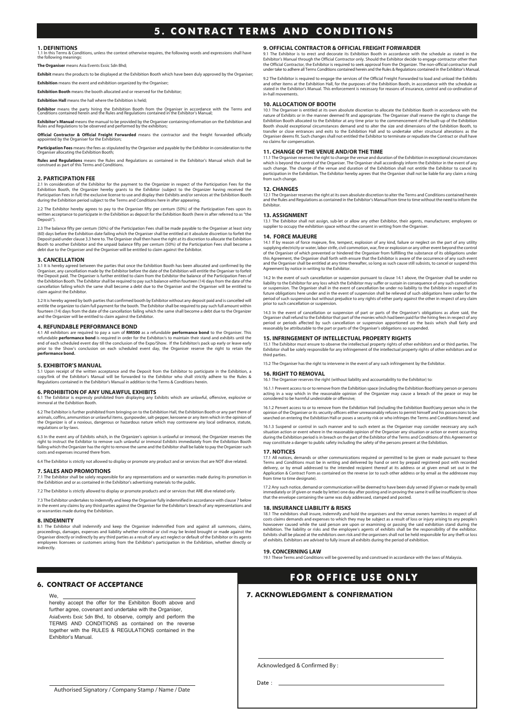# 5. CONTRACT TERMS AND CONDITIONS

## 1. DEFINITIONS

1.1 In this Terms & Conditions, unless the context otherwise requires, the following words and expressions shall have the following meanings:

**The Organiser** means Asia Events Exsic Sdn Bhd;

**Exhibit** means the products to be displayed at the Exhibition Booth which have been duly approved by the Organiser;

**Exhibition** means the event and exhibition organized by the Organiser;

**Exhibition Booth** means the booth allocated and or reserved for the Exhibitor;

**Exhibition Hall** means the hall where the Exhibition is held;

**Exhibitor** means the party hiring the Exhibition Booth from the Organiser in accordance with the Terms and Conditions contained herein and the Rules and Regulations contained in the Exhibitor's Manual;

**Exhibitor's Manual** means the manual to be provided by the Organiser containing information on the Exhibition and Rules and Regulations to be observed and performed by the exhibitors;

**Official Contractor & Official Freight Forwarded** means the contractor and the freight forwarded officially appointed by the Organiser for the Exhibition;

**Participation Fees** means the fees as stipulated by the Organiser and payable by the Exhibitor in consideration to the Organiser allocating the Exhibition Booth;

**Rules and Regulations** means the Rules and Regulations as contained in the Exhibitor's Manual which shall be construed as part of this Terms and Conditions.

## 2. PARTICIPATION FEE

2.1 In consideration of the Exhibitor for the payment to the Organizer in respect of the Participation Fees for the Exhibition Booth, the Organizer hereby grants to the Exhibitor (subject to the Organizer having received the Participation Fees in full) the exclusive license to use and display their Exhibits and/or services at the Exhibition Booth during the Exhibition period subject to the Terms and Conditions here in after appearing.

2.2 The Exhibitor hereby agrees to pay to the Organiser fifty per centum (50%) of the Participation Fees upon its written acceptance to participate in the Exhibition as deposit for the Exhibition Booth (here in after referred to as "the Deposit").

2.3 The balance fifty per centum (50%) of the Participation Fees shall be made payable to the Organiser at least sixty (60) days before the Exhibition date failing which the Organiser shall be entitled at it absolute discretion to forfeit the Deposit paid under clause 3.3 here to. The Organiser shall then have the right at its discretion to allocate the Exhibition Booth to another Exhibitor and the unpaid balance fifty per centum (50%) of the Participation Fees shall become a debt due to the Organiser and the Organiser will be entitled to claim against the Exhibitor.

## 3. CANCELLATION

3.1 It is hereby agreed between the parties that once the Exhibition Booth has been allocated and confirmed by the Organiser, any cancellation made by the Exhibitor before the date of the Exhibition will entitle the Organiser to forfeit the Deposit paid. The Organiser is further entitled to claim from the Exhibitor the balance of the Participation Fees of the Exhibition Booth. The Exhibitor shall be required to pay such balance within fourteen (14) days from the date of the cancellation failing which the same shall become a debt due to the Organiser and the Organiser will be entitled to claim against the Exhibitor.

3.2 It is hereby agreed by both parties that confirmed booth by Exhibitor without any deposit paid and is cancelled will entitle the organizer to claim full payment for the booth. The Exhibitor shall be required to pay such full amount within fourteen (14) days from the date of the cancellation failing which the same shall become a debt due to the Organizer and the Organizer will be entitled to claim against the Exhibitor.

## 4. REFUNDABLE PERFORMANCE BOND

4.1 All exhibitors are required to pay a sum of **RM500** as a refundable **performance bond** to the Organiser. This refundable **performance bond** is required in order for the Exhibitor/s to maintain their stand and exhibits until the end of each scheduled event day till the conclusion of the Expo/Show. If the Exhibitor/s pack up early or leave early prior to the Show's conclusion on each scheduled event day, the Organiser reserve the right to retain the **performance bond.**

## 5. EXHIBITOR'S MANUAL

5.1 Upon receipt of the written acceptance and the Deposit from the Exhibitor to participate in the Exhibition, a copy/link of the Exhibitor's Manual will be forwarded to the Exhibitor who shall strictly adhere to the Rules & Regulations contained in the Exhibitor's Manual in addition to the Terms & Conditions herein.

## 6. PROHIBITION OF ANY UNLAWFUL EXHIBITS

6.1 The Exhibitor is expressly prohibited from displaying any Exhibits which are unlawful, offensive, explosive or immoral at the Exhibition Booth.

6.2 The Exhibitor is further prohibited from bringing on to the Exhibition Hall, the Exhibition Booth or any part there of animals, coffins, ammunition or unlawful items, gunpowder, salt-pepper, kerosene or any item which in the opinion of the Organizer is of a noxious, dangerous or hazardous nature which may contravene any local ordinance, statute, regulations or by-laws.

6.3 In the event any of Exhibits which, in the Organizer's opinion is unlawful or immoral, the Organizer reserves the right to instruct the Exhibitor to remove such unlawful or immoral Exhibits immediately from the Exhibition Booth failing which the Organizer has the right to remove the same and the Exhibitor shall be liable to pay the Organizer such costs and expenses incurred there from.

6.4 The Exhibitor is strictly not allowed to display or promote any product and or services that are NOT dive related.

## 7. SALES AND PROMOTIONS

7.1 The Exhibitor shall be solely responsible for any representations and or warranties made during its promotion in the Exhibition and or as contained in the Exhibitor's advertising materials to the public.

7.2 The Exhibitor is strictly allowed to display or promote products and or services that ARE dive related only.

7.3 The Exhibitor undertakes to indemnify and keep the Organiser fully indemnified in accordance with clause 7 below in the event any claims by any third parties against the Organiser for the Exhibitor's breach of any representations and or warranties made during the Exhibition.

## 8. INDEMNITY

8.1 The Exhibitor shall indemnify and keep the Organiser indemnified from and against all summons, claims, proceedings, damages, expenses and liability whether criminal or civil may be levied brought or made against the Organiser directly or indirectly by any third parties as a result of any act neglect or default of the Exhibitor or its agents employees licensees or customers arising from the Exhibitor's participation in the Exhibition, whether directly or indirectly.

## 9. OFFICIAL CONTRACTOR & OFFICIAL FREIGHT FORWARDER

9.1 The Exhibitor is to erect and decorate its Exhibition Booth in accordance with the schedule as stated in the Exhibitor's Manual through the Official Contractor only. Should the Exhibitor decide to engage contractor other than the Official Contractor, the Exhibitor is required to seek approval from the Organizer. The non-official contractor shall under take to adhere all Terms Conditions contained herein and the Rules & Regulations contained in the Exhibitor's Manual.

9.2 The Exhibitor is required to engage the services of the Official Freight Forwarded to load and unload the Exhibits and other items at the Exhibition Hall, for the purposes of the Exhibition Booth, in accordance with the schedule as stated in the Exhibitor's Manual. This enforcement is necessary for reasons of insurance, control and co-ordination of in-hall movements.

## 10. ALLOCATION OF BOOTH

10.1 The Organiser is entitled at its own absolute discretion to allocate the Exhibition Booth in accordance with the nature of Exhibits or in the manner deemed fit and appropriate. The Organiser shall reserve the right to change the Exhibition Booth allocated to the Exhibitor at any time prior to the commencement of the built-up of the Exhibition Booth should exceptional circumstances demand and to alter the size and dimensions of the Exhibition Booth, to transfer or close entrances and exits to the Exhibition Hall and to undertake other structural alterations as the Organiser deems fit. Such changes shall not entitled the Exhibitor to terminate or repudiate the Contract or shall have no claims for compensation.

## 11. CHANGE OF THE VENUE AND/OR THE TIME

11.1 The Organiser reserves the right to change the venue and duration of the Exhibition in exceptional circumstances which is beyond the control of the Organiser. The Organiser shall accordingly inform the Exhibitor in the event of any such change. The change of the venue and duration of the Exhibition shall not entitle the Exhibitor to cancel its participation in the Exhibition. The Exhibitor hereby agrees that the Organiser shall not be liable for any claim a rising from such change.

## 12. CHANGES

12.1 The Organiser reserves the right at its own absolute discretion to alter the Terms and Conditions contained herein and the Rules and Regulations as contained in the Exhibitor's Manual from time to time without the need to inform the Exhibitor.

## 13. ASSIGNMENT

13.1 The Exhibitor shall not assign, sub-let or allow any other Exhibitor, their agents, manufacturer, employees or supplier to occupy the exhibition space without the consent in writing from the Organiser.

## 14. FORCE MAJEURE

14.1 If by reason of force majeure, fire, tempest, explosion of any kind, failure or neglect on the part of any utility supplying electricity or water, labor strife, civil commotion, war, fire or explosion or any other event beyond the control of the Organiser of which prevented or hindered the Organiser from fulfilling the substance of its obligations under this Agreement, the Organiser shall forth with ensure that the Exhibitor is aware of the occurrence of any such event and the Organiser shall be entitled at any time thereafter, so long as such cause still subsists, to cancel or suspend this Agreement by notice in writing to the Exhibitor.

14.2 In the event of such cancellation or suspension pursuant to clause 14.1 above, the Organiser shall be under no liability to the Exhibitor for any loss which the Exhibitor may suffer or sustain in consequence of any such cancellation or suspension. The Organiser shall in the event of cancellation be under no liability to the Exhibitor in respect of its future obligations here under and in the event of suspension shall be relieved of such obligations here under for the period of such suspension but without prejudice to any rights of either party against the other in respect of any claim prior to such cancellation or suspension.

14.3 In the event of cancellation or suspension of part or parts of the Organiser's obligations as afore said, the Organiser shall refund to the Exhibitor that part of the monies which had been paid for the hiring fees in respect of any period or periods affected by such cancellation or suspension apportioned on the basis which shall fairly and reasonably be attributable to the part or parts of the Organiser's obligations so suspended.

## 15. INFRINGEMENT OF INTELLECTUAL PROPERTY RIGHTS

15.1 The Exhibitor must ensure to observe the intellectual property rights of other exhibitors and or third parties. The Exhibitor shall be solely responsible for any infringement of the intellectual property rights of other exhibitors and or third parties.

15.2 The Organiser has the right to intervene in the event of any such infringement by the Exhibitor.

## 16. RIGHT TO REMOVAL

16.1 The Organiser reserves the right (without liability and accountability to the Exhibitor) to:

16.1.1 Prevent access to or to remove from the Exhibition space (including the Exhibition Booth)any person or persons acting in a way which in the reasonable opinion of the Organizer may cause a breach of the peace or may be considered to be harmful undesirable or offensive;

16.1.2 Pervert access to or to remove from the Exhibition Hall (including the Exhibition Booth)any person who in the opinion of the Organiser or its security officers either unreasonably refuses to permit himself and his possessions to be searched on entering the Exhibition Hall or poses a security risk or who infringes the Terms and Conditions hereof; and

16.1.3 Suspend or control in such manner and to such extent as the Organiser may consider necessary any such situation action or event where in the reasonable opinion of the Organiser any situation or action or event occurring during the Exhibition period is in breach on the part of the Exhibitor of the Terms and Conditions of this Agreement or may constitute a danger to public safety including the safety of the persons present at the Exhibition.

## 17. NOTICES

17.1 All notices, demands or other communications required or permitted to be given or made pursuant to these Terms and Conditions must be in writing and delivered by hand or sent by prepaid registered post with recorded delivery, or by email addressed to the intended recipient thereof at its address or at given email set out in the Application & Contract Form as contained on the reverse (or to such other address or by email as the addressee may from time to time designate).

17.2 Any such notice, demand or communication will be deemed to have been duly served (if given or made by email) immediately or (if given or made by letter) one day after posting and in proving the same it will be insufficient to show that the envelope containing the same was duly addressed, stamped and posted.

## 18. INSURANCE LIABILITY & RISKS

18.1 The exhibitors shall insure, indemnify and hold the organisers and the venue owners harmless in respect of all costs claims demands and expenses to which they may be subject as a result of loss or injury arising to any people/s howsoever caused while the said person are upon or examining or passing the said exhibition stand during the exhibition. The liability or risks and the employee's agents of exhibits shall be the responsibility of the exhibitor. Exhibits shall be placed at the exhibitors own risk and the organisers shall not be held responsible for any theft or loss of exhibits. Exhibitors are advised to fully insure all exhibits during the period of exhibition.

## 19. CONCERNING LAW

19.1 These Terms and Conditions will be governed by and construed in accordance with the laws of Malaysia.

# 6. CONTRACT OF ACCEPTANCE

We, \_\_\_\_\_\_\_\_\_\_\_\_\_\_\_\_\_\_\_\_\_\_\_\_\_\_\_\_\_\_\_\_\_\_\_\_

hereby accept the offer for the Exhibiton Booth above and further agree, covenant and undertake with the Organiser, AsiaEvents Exsic Sdn Bhd, to observe, comply and perform the TERMS AND CONDITIONS as contained on the reverse together with the RULES & REGULATIONS contained in the Exhibitor's Manual.

\_\_\_\_\_\_\_\_\_\_\_\_\_\_\_\_\_\_\_\_\_\_\_\_\_\_\_\_\_\_\_\_\_\_\_\_

Authorised Signatory / Company Stamp / Name / Date

# FOR OFFICE USE ONLY

## 7. ACKNOWLEDGMENT & CONFIRMATION

Acknowledged & Confirmed By : \_\_\_\_\_\_\_\_\_\_\_\_\_\_\_\_\_\_\_\_

Date : \_\_\_\_\_\_\_\_\_\_\_\_\_\_\_\_\_\_\_\_